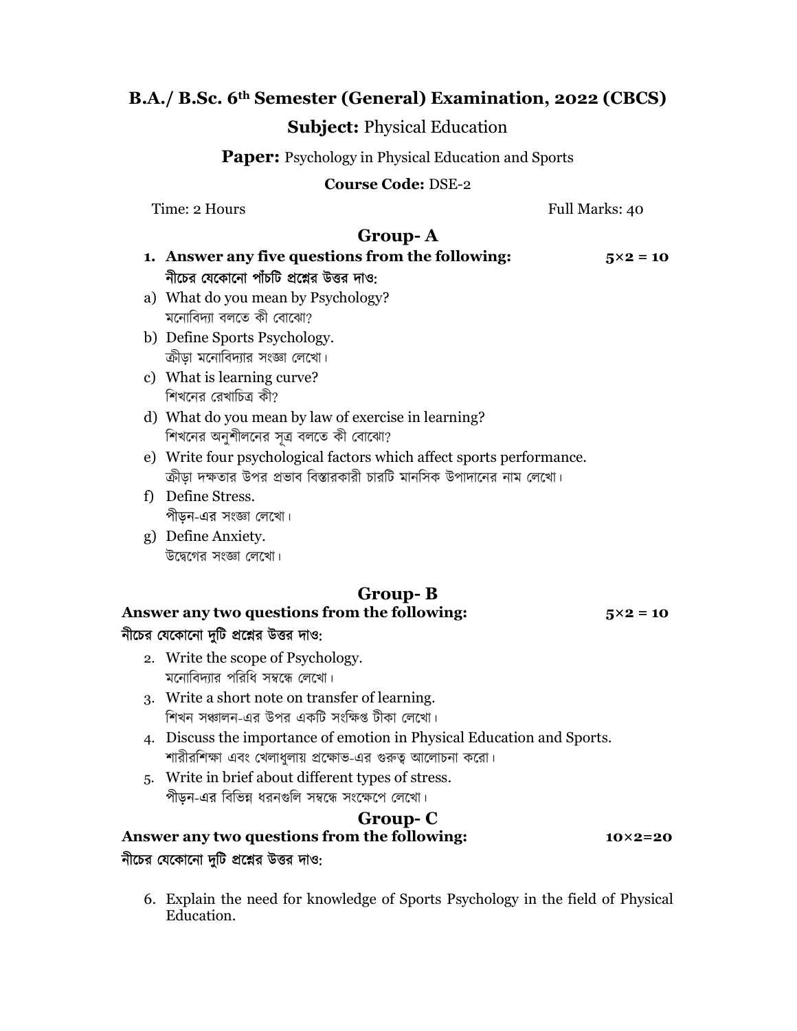# B.A./ B.Sc. 6th Semester (General) Examination, 2022 (CBCS)

## **Subject:** Physical Education

**Paper:** Psychology in Physical Education and Sports

**Course Code:** DSE-2

Time: 2 Hours | Full Marks: 40

## Group- A

**1. Answer any five questions from the following: $5 \times 2 = 10$**

**নীচের যেকোনো পাঁচটি প্রশ্নের উত্তর দাও:**

a) What do you mean by Psychology?
মনোবিদ্যা বলতে কী বোঝো?

b) Define Sports Psychology.
ক্রীড়া মনোবিদ্যার সংজ্ঞা লেখো।

c) What is learning curve?
শিখনের রেখাচিত্র কী?

d) What do you mean by law of exercise in learning?
শিখনের অনুশীলনের সূত্র বলতে কী বোঝো?

e) Write four psychological factors which affect sports performance.
ক্রীড়া দক্ষতার উপর প্রভাব বিস্তারকারী চারটি মানসিক উপাদানের নাম লেখো।

f) Define Stress.
পীড়ন-এর সংজ্ঞা লেখো।

g) Define Anxiety.
উদ্বেগের সংজ্ঞা লেখো।

## Group- B

**Answer any two questions from the following: $5 \times 2 = 10$**

**নীচের যেকোনো দুটি প্রশ্নের উত্তর দাও:**

2. Write the scope of Psychology.
মনোবিদ্যার পরিধি সম্বন্ধে লেখো।

3. Write a short note on transfer of learning.
শিখন সঞ্চালন-এর উপর একটি সংক্ষিপ্ত টীকা লেখো।

4. Discuss the importance of emotion in Physical Education and Sports.
শারীরশিক্ষা এবং খেলাধুলায় প্রক্ষোভ-এর গুরুত্ব আলোচনা করো।

5. Write in brief about different types of stress.
পীড়ন-এর বিভিন্ন ধরনগুলি সম্বন্ধে সংক্ষেপে লেখো।

## Group- C

**Answer any two questions from the following: $10 \times 2 = 20$**

**নীচের যেকোনো দুটি প্রশ্নের উত্তর দাও:**

6. Explain the need for knowledge of Sports Psychology in the field of Physical Education.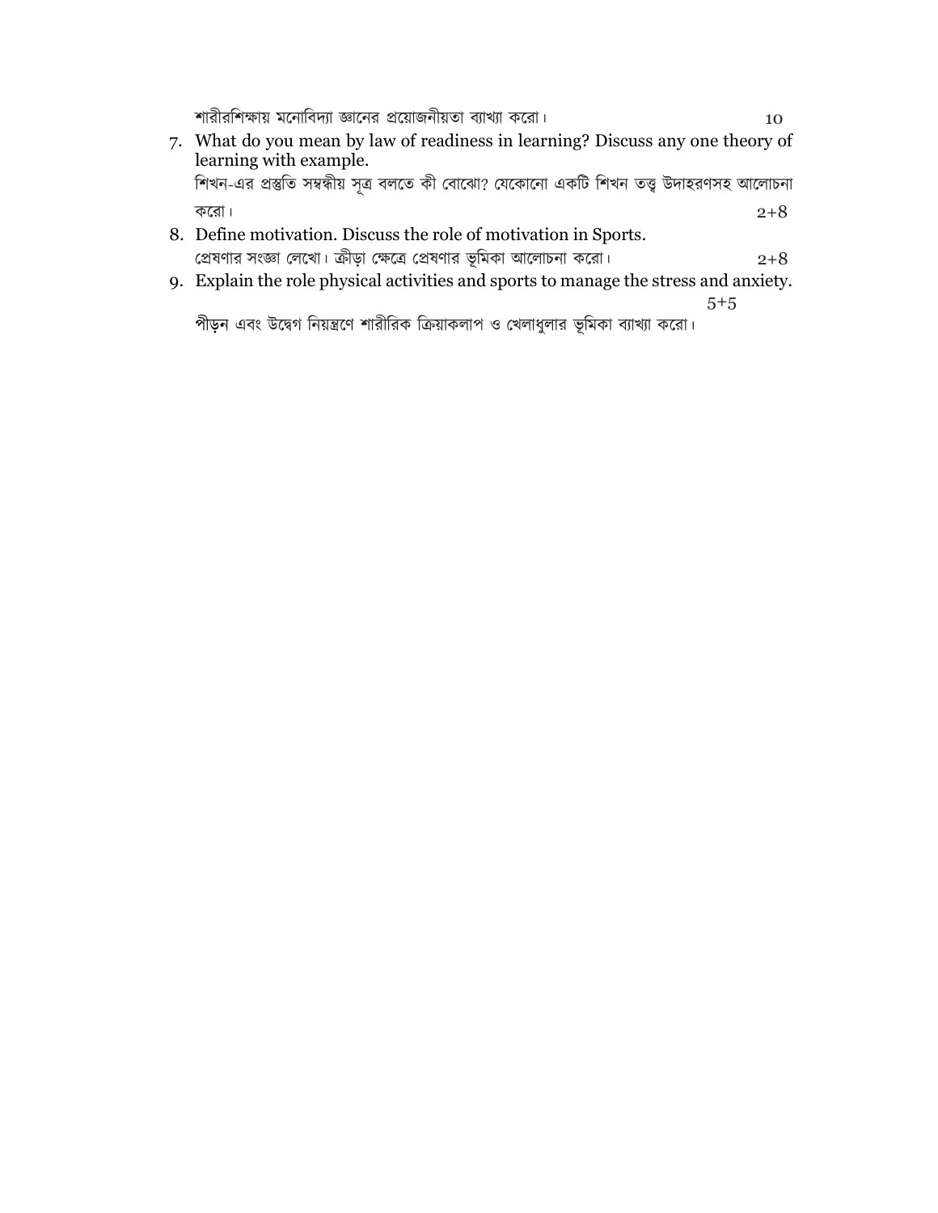শারীরশিক্ষায় মনোবিদ্যা জ্ঞানের প্রয়োজনীয়তা ব্যাখ্যা করো। 10

7. What do you mean by law of readiness in learning? Discuss any one theory of learning with example.

   শিখন-এর প্রস্তুতি সম্বন্ধীয় সূত্র বলতে কী বোঝো? যেকোনো একটি শিখন তত্ত্ব উদাহরণসহ আলোচনা করো। 2+8

8. Define motivation. Discuss the role of motivation in Sports.

   প্রেষণার সংজ্ঞা লেখো। ক্রীড়া ক্ষেত্রে প্রেষণার ভূমিকা আলোচনা করো। 2+8

9. Explain the role physical activities and sports to manage the stress and anxiety. 5+5

   পীড়ন এবং উদ্বেগ নিয়ন্ত্রণে শারীরিক ক্রিয়াকলাপ ও খেলাধুলার ভূমিকা ব্যাখ্যা করো।